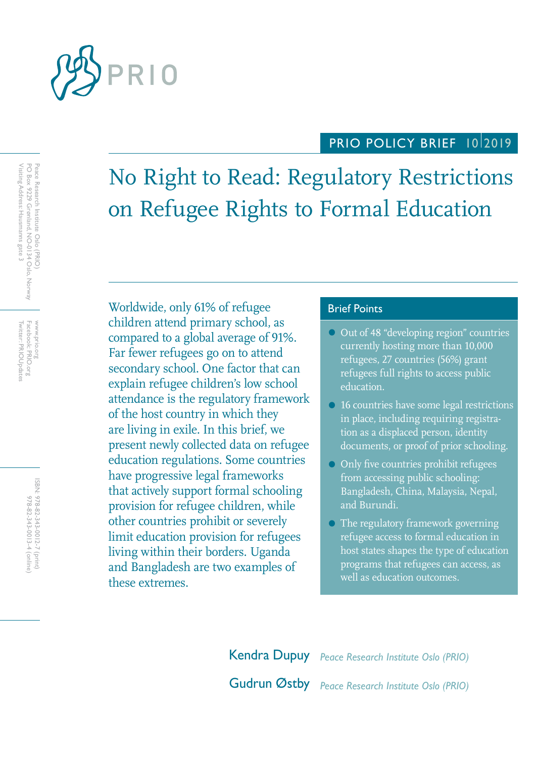PRIO POLICY BRIEF 10 2019

# No Right to Read: Regulatory Restrictions on Refugee Rights to Formal Education

Worldwide, only 61% of refugee children attend primary school, as compared to a global average of 91%. Far fewer refugees go on to attend secondary school. One factor that can explain refugee children's low school attendance is the regulatory framework of the host country in which they are living in exile. In this brief, we present newly collected data on refugee education regulations. Some countries have progressive legal frameworks that actively support formal schooling provision for refugee children, while other countries prohibit or severely limit education provision for refugees living within their borders. Uganda and Bangladesh are two examples of these extremes.

## Brief Points

- Out of 48 "developing region" countries currently hosting more than 10,000 refugees, 27 countries (56%) grant refugees full rights to access public education.
- 16 countries have some legal restrictions in place, including requiring registration as a displaced person, identity documents, or proof of prior schooling.
- Only five countries prohibit refugees from accessing public schooling: Bangladesh, China, Malaysia, Nepal, and Burundi.
- The regulatory framework governing refugee access to formal education in host states shapes the type of education programs that refugees can access, as well as education outcomes.

**Kendra Dupuy** *Peace Research Institute Oslo (PRIO)*

**Gudrun Østby** *Peace Research Institute Oslo (PRIO)*

Peace Research Institute Oslo (PRIO)
PO Box 9229 Grønland, NO-0134 Oslo, Norway
Visiting Address: Hausmanns gate 3

www.prio.org
Facebook: PRIO.org
Twitter: PRIOUpdates

ISBN: 978-82-343-0012-7 (print)
978-82-343-0013-4 (online)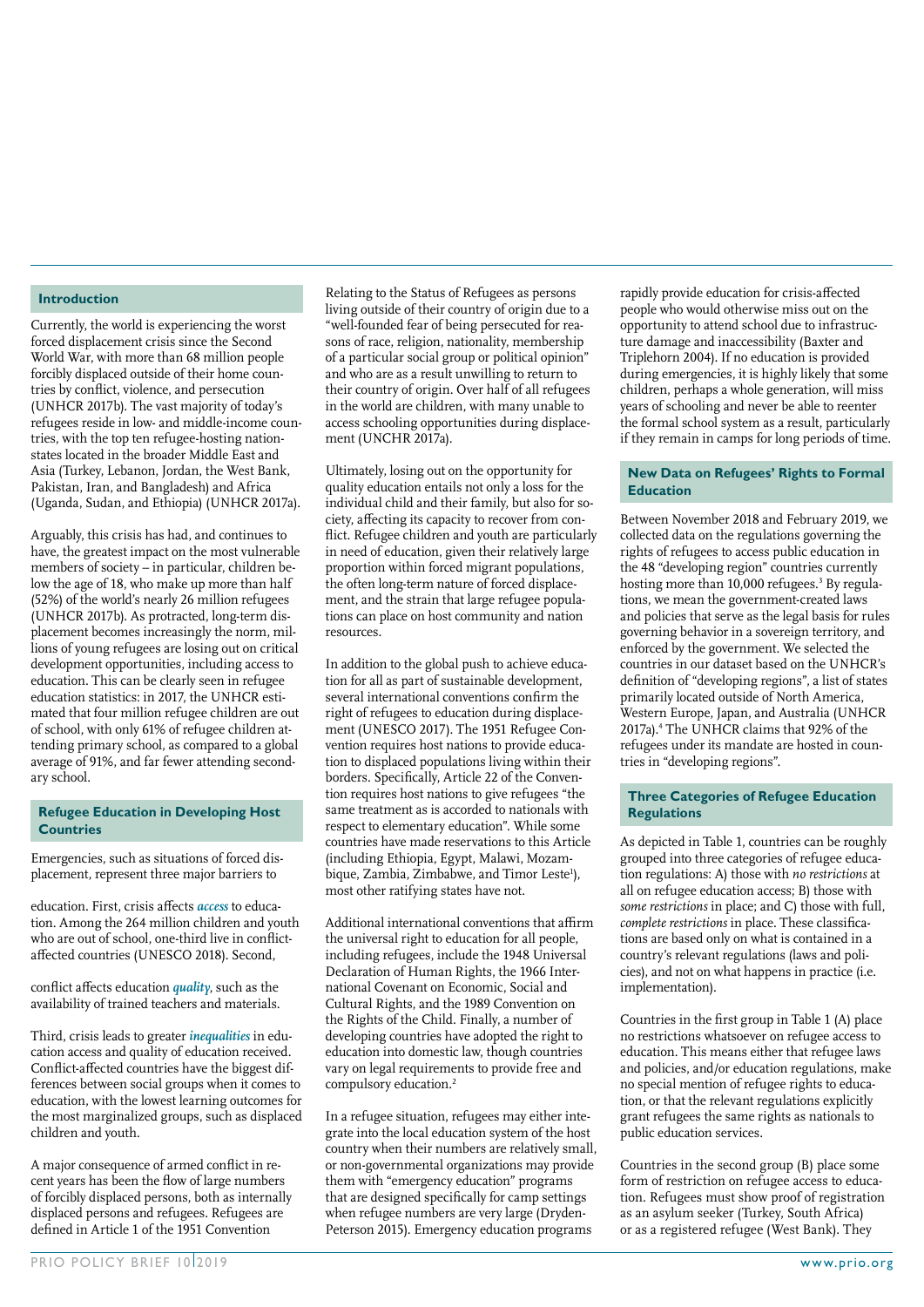## Introduction

Currently, the world is experiencing the worst forced displacement crisis since the Second World War, with more than 68 million people forcibly displaced outside of their home countries by conflict, violence, and persecution (UNHCR 2017b). The vast majority of today's refugees reside in low- and middle-income countries, with the top ten refugee-hosting nation-states located in the broader Middle East and Asia (Turkey, Lebanon, Jordan, the West Bank, Pakistan, Iran, and Bangladesh) and Africa (Uganda, Sudan, and Ethiopia) (UNHCR 2017a).

Arguably, this crisis has had, and continues to have, the greatest impact on the most vulnerable members of society – in particular, children below the age of 18, who make up more than half (52%) of the world's nearly 26 million refugees (UNHCR 2017b). As protracted, long-term displacement becomes increasingly the norm, millions of young refugees are losing out on critical development opportunities, including access to education. This can be clearly seen in refugee education statistics: in 2017, the UNHCR estimated that four million refugee children are out of school, with only 61% of refugee children attending primary school, as compared to a global average of 91%, and far fewer attending secondary school.

## Refugee Education in Developing Host Countries

Emergencies, such as situations of forced displacement, represent three major barriers to education. First, crisis affects ***access*** to education. Among the 264 million children and youth who are out of school, one-third live in conflict-affected countries (UNESCO 2018). Second, conflict affects education ***quality***, such as the availability of trained teachers and materials.

Third, crisis leads to greater ***inequalities*** in education access and quality of education received. Conflict-affected countries have the biggest differences between social groups when it comes to education, with the lowest learning outcomes for the most marginalized groups, such as displaced children and youth.

A major consequence of armed conflict in recent years has been the flow of large numbers of forcibly displaced persons, both as internally displaced persons and refugees. Refugees are defined in Article 1 of the 1951 Convention Relating to the Status of Refugees as persons living outside of their country of origin due to a "well-founded fear of being persecuted for reasons of race, religion, nationality, membership of a particular social group or political opinion" and who are as a result unwilling to return to their country of origin. Over half of all refugees in the world are children, with many unable to access schooling opportunities during displacement (UNCHR 2017a).

Ultimately, losing out on the opportunity for quality education entails not only a loss for the individual child and their family, but also for society, affecting its capacity to recover from conflict. Refugee children and youth are particularly in need of education, given their relatively large proportion within forced migrant populations, the often long-term nature of forced displacement, and the strain that large refugee populations can place on host community and nation resources.

In addition to the global push to achieve education for all as part of sustainable development, several international conventions confirm the right of refugees to education during displacement (UNESCO 2017). The 1951 Refugee Convention requires host nations to provide education to displaced populations living within their borders. Specifically, Article 22 of the Convention requires host nations to give refugees "the same treatment as is accorded to nationals with respect to elementary education". While some countries have made reservations to this Article (including Ethiopia, Egypt, Malawi, Mozambique, Zambia, Zimbabwe, and Timor Leste[1]), most other ratifying states have not.

Additional international conventions that affirm the universal right to education for all people, including refugees, include the 1948 Universal Declaration of Human Rights, the 1966 International Covenant on Economic, Social and Cultural Rights, and the 1989 Convention on the Rights of the Child. Finally, a number of developing countries have adopted the right to education into domestic law, though countries vary on legal requirements to provide free and compulsory education.[2]

In a refugee situation, refugees may either integrate into the local education system of the host country when their numbers are relatively small, or non-governmental organizations may provide them with "emergency education" programs that are designed specifically for camp settings when refugee numbers are very large (Dryden-Peterson 2015). Emergency education programs rapidly provide education for crisis-affected people who would otherwise miss out on the opportunity to attend school due to infrastructure damage and inaccessibility (Baxter and Triplehorn 2004). If no education is provided during emergencies, it is highly likely that some children, perhaps a whole generation, will miss years of schooling and never be able to reenter the formal school system as a result, particularly if they remain in camps for long periods of time.

## New Data on Refugees' Rights to Formal Education

Between November 2018 and February 2019, we collected data on the regulations governing the rights of refugees to access public education in the 48 "developing region" countries currently hosting more than 10,000 refugees.[3] By regulations, we mean the government-created laws and policies that serve as the legal basis for rules governing behavior in a sovereign territory, and enforced by the government. We selected the countries in our dataset based on the UNHCR's definition of "developing regions", a list of states primarily located outside of North America, Western Europe, Japan, and Australia (UNHCR 2017a).[4] The UNHCR claims that 92% of the refugees under its mandate are hosted in countries in "developing regions".

## Three Categories of Refugee Education Regulations

As depicted in Table 1, countries can be roughly grouped into three categories of refugee education regulations: A) those with *no restrictions* at all on refugee education access; B) those with *some restrictions* in place; and C) those with full, *complete restrictions* in place. These classifications are based only on what is contained in a country's relevant regulations (laws and policies), and not on what happens in practice (i.e. implementation).

Countries in the first group in Table 1 (A) place no restrictions whatsoever on refugee access to education. This means either that refugee laws and policies, and/or education regulations, make no special mention of refugee rights to education, or that the relevant regulations explicitly grant refugees the same rights as nationals to public education services.

Countries in the second group (B) place some form of restriction on refugee access to education. Refugees must show proof of registration as an asylum seeker (Turkey, South Africa) or as a registered refugee (West Bank). They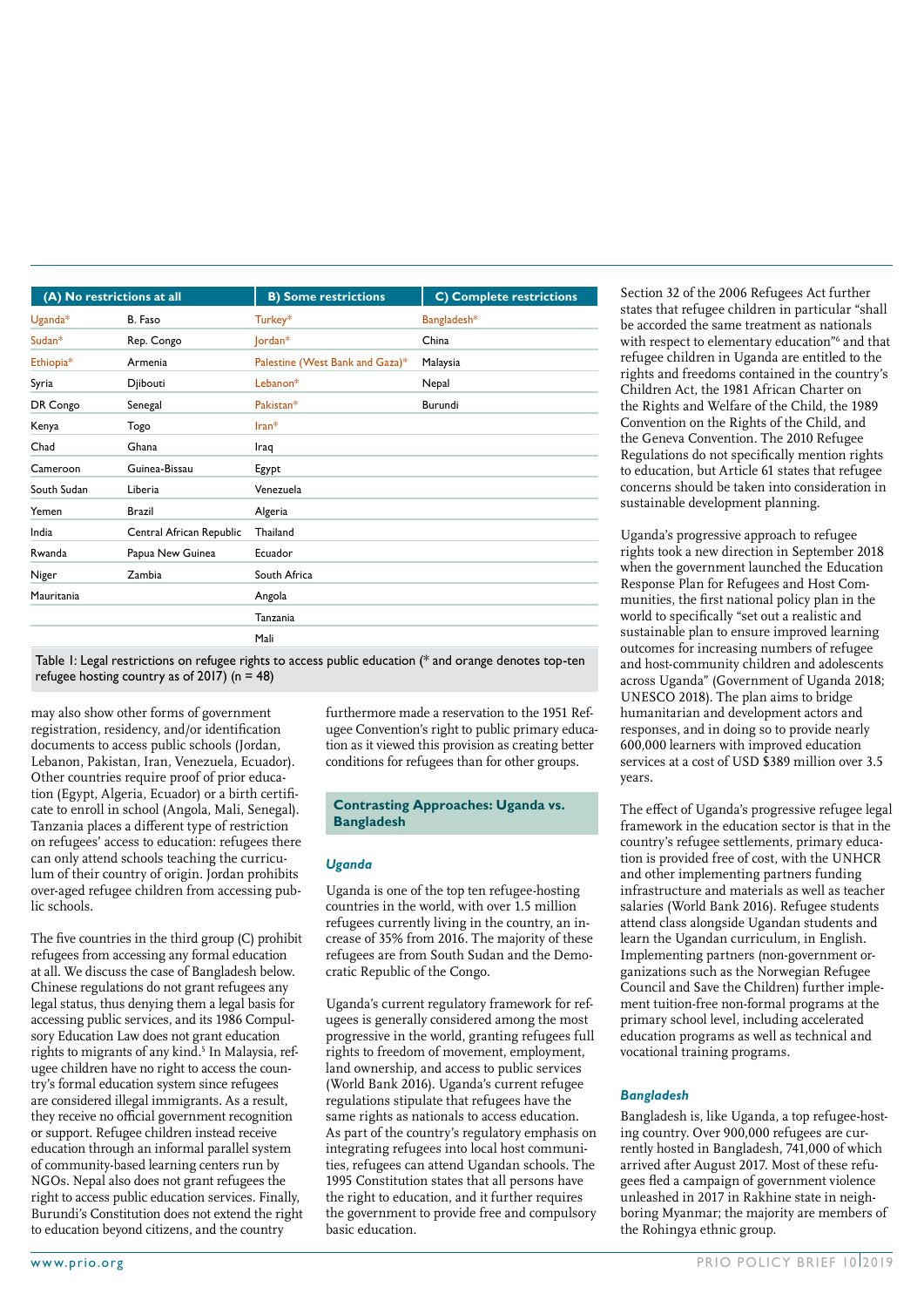| (A) No restrictions at all | | B) Some restrictions | C) Complete restrictions |
|---|---|---|---|
| Uganda* | B. Faso | Turkey* | Bangladesh* |
| Sudan* | Rep. Congo | Jordan* | China |
| Ethiopia* | Armenia | Palestine (West Bank and Gaza)* | Malaysia |
| Syria | Djibouti | Lebanon* | Nepal |
| DR Congo | Senegal | Pakistan* | Burundi |
| Kenya | Togo | Iran* | |
| Chad | Ghana | Iraq | |
| Cameroon | Guinea-Bissau | Egypt | |
| South Sudan | Liberia | Venezuela | |
| Yemen | Brazil | Algeria | |
| India | Central African Republic | Thailand | |
| Rwanda | Papua New Guinea | Ecuador | |
| Niger | Zambia | South Africa | |
| Mauritania | | Angola | |
| | | Tanzania | |
| | | Mali | |

Table 1: Legal restrictions on refugee rights to access public education (* and orange denotes top-ten refugee hosting country as of 2017) (n = 48)

may also show other forms of government registration, residency, and/or identification documents to access public schools (Jordan, Lebanon, Pakistan, Iran, Venezuela, Ecuador). Other countries require proof of prior education (Egypt, Algeria, Ecuador) or a birth certificate to enroll in school (Angola, Mali, Senegal). Tanzania places a different type of restriction on refugees' access to education: refugees there can only attend schools teaching the curriculum of their country of origin. Jordan prohibits over-aged refugee children from accessing public schools.

The five countries in the third group (C) prohibit refugees from accessing any formal education at all. We discuss the case of Bangladesh below. Chinese regulations do not grant refugees any legal status, thus denying them a legal basis for accessing public services, and its 1986 Compulsory Education Law does not grant education rights to migrants of any kind.[5] In Malaysia, refugee children have no right to access the country's formal education system since refugees are considered illegal immigrants. As a result, they receive no official government recognition or support. Refugee children instead receive education through an informal parallel system of community-based learning centers run by NGOs. Nepal also does not grant refugees the right to access public education services. Finally, Burundi's Constitution does not extend the right to education beyond citizens, and the country furthermore made a reservation to the 1951 Refugee Convention's right to public primary education as it viewed this provision as creating better conditions for refugees than for other groups.

## Contrasting Approaches: Uganda vs. Bangladesh

### *Uganda*

Uganda is one of the top ten refugee-hosting countries in the world, with over 1.5 million refugees currently living in the country, an increase of 35% from 2016. The majority of these refugees are from South Sudan and the Democratic Republic of the Congo.

Uganda's current regulatory framework for refugees is generally considered among the most progressive in the world, granting refugees full rights to freedom of movement, employment, land ownership, and access to public services (World Bank 2016). Uganda's current refugee regulations stipulate that refugees have the same rights as nationals to access education. As part of the country's regulatory emphasis on integrating refugees into local host communities, refugees can attend Ugandan schools. The 1995 Constitution states that all persons have the right to education, and it further requires the government to provide free and compulsory basic education.

Section 32 of the 2006 Refugees Act further states that refugee children in particular "shall be accorded the same treatment as nationals with respect to elementary education"[6] and that refugee children in Uganda are entitled to the rights and freedoms contained in the country's Children Act, the 1981 African Charter on the Rights and Welfare of the Child, the 1989 Convention on the Rights of the Child, and the Geneva Convention. The 2010 Refugee Regulations do not specifically mention rights to education, but Article 61 states that refugee concerns should be taken into consideration in sustainable development planning.

Uganda's progressive approach to refugee rights took a new direction in September 2018 when the government launched the Education Response Plan for Refugees and Host Communities, the first national policy plan in the world to specifically "set out a realistic and sustainable plan to ensure improved learning outcomes for increasing numbers of refugee and host-community children and adolescents across Uganda" (Government of Uganda 2018; UNESCO 2018). The plan aims to bridge humanitarian and development actors and responses, and in doing so to provide nearly 600,000 learners with improved education services at a cost of USD $389 million over 3.5 years.

The effect of Uganda's progressive refugee legal framework in the education sector is that in the country's refugee settlements, primary education is provided free of cost, with the UNHCR and other implementing partners funding infrastructure and materials as well as teacher salaries (World Bank 2016). Refugee students attend class alongside Ugandan students and learn the Ugandan curriculum, in English. Implementing partners (non-government organizations such as the Norwegian Refugee Council and Save the Children) further implement tuition-free non-formal programs at the primary school level, including accelerated education programs as well as technical and vocational training programs.

### *Bangladesh*

Bangladesh is, like Uganda, a top refugee-hosting country. Over 900,000 refugees are currently hosted in Bangladesh, 741,000 of which arrived after August 2017. Most of these refugees fled a campaign of government violence unleashed in 2017 in Rakhine state in neighboring Myanmar; the majority are members of the Rohingya ethnic group.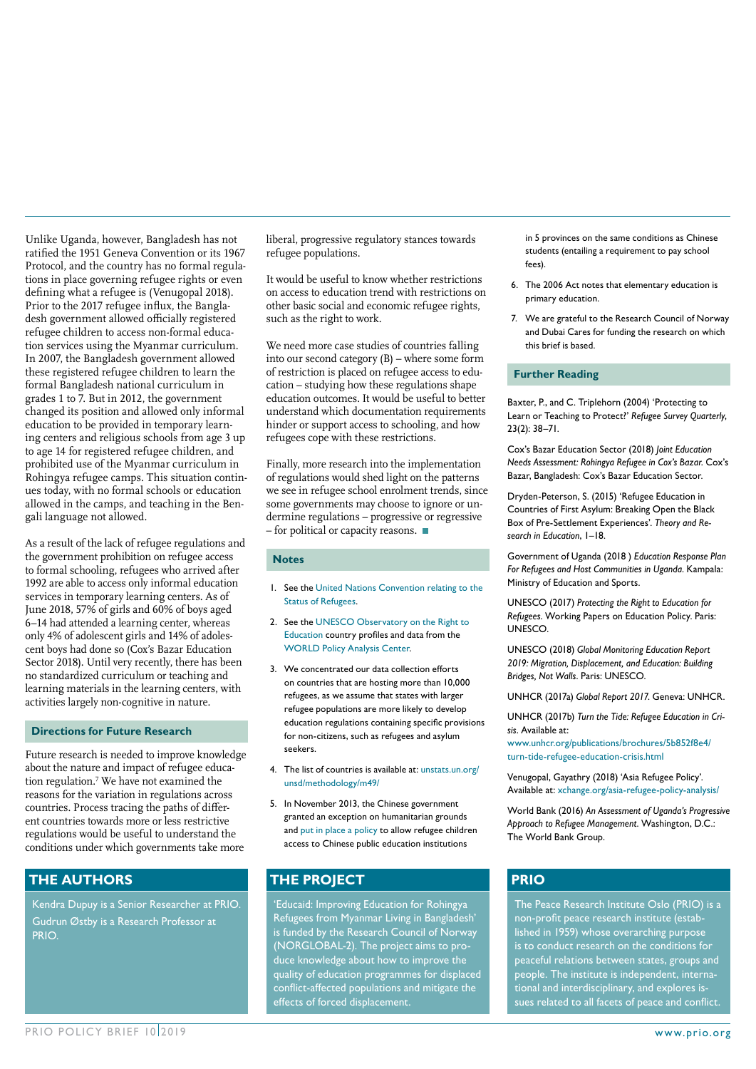Unlike Uganda, however, Bangladesh has not ratified the 1951 Geneva Convention or its 1967 Protocol, and the country has no formal regulations in place governing refugee rights or even defining what a refugee is (Venugopal 2018). Prior to the 2017 refugee influx, the Bangladesh government allowed officially registered refugee children to access non-formal education services using the Myanmar curriculum. In 2007, the Bangladesh government allowed these registered refugee children to learn the formal Bangladesh national curriculum in grades 1 to 7. But in 2012, the government changed its position and allowed only informal education to be provided in temporary learning centers and religious schools from age 3 up to age 14 for registered refugee children, and prohibited use of the Myanmar curriculum in Rohingya refugee camps. This situation continues today, with no formal schools or education allowed in the camps, and teaching in the Bengali language not allowed.

As a result of the lack of refugee regulations and the government prohibition on refugee access to formal schooling, refugees who arrived after 1992 are able to access only informal education services in temporary learning centers. As of June 2018, 57% of girls and 60% of boys aged 6–14 had attended a learning center, whereas only 4% of adolescent girls and 14% of adolescent boys had done so (Cox's Bazar Education Sector 2018). Until very recently, there has been no standardized curriculum or teaching and learning materials in the learning centers, with activities largely non-cognitive in nature.

## Directions for Future Research

Future research is needed to improve knowledge about the nature and impact of refugee education regulation.[7] We have not examined the reasons for the variation in regulations across countries. Process tracing the paths of different countries towards more or less restrictive regulations would be useful to understand the conditions under which governments take more liberal, progressive regulatory stances towards refugee populations.

It would be useful to know whether restrictions on access to education trend with restrictions on other basic social and economic refugee rights, such as the right to work.

We need more case studies of countries falling into our second category (B) – where some form of restriction is placed on refugee access to education – studying how these regulations shape education outcomes. It would be useful to better understand which documentation requirements hinder or support access to schooling, and how refugees cope with these restrictions.

Finally, more research into the implementation of regulations would shed light on the patterns we see in refugee school enrolment trends, since some governments may choose to ignore or undermine regulations – progressive or regressive – for political or capacity reasons. ■

## Notes

1. See the United Nations Convention relating to the Status of Refugees.
2. See the UNESCO Observatory on the Right to Education country profiles and data from the WORLD Policy Analysis Center.
3. We concentrated our data collection efforts on countries that are hosting more than 10,000 refugees, as we assume that states with larger refugee populations are more likely to develop education regulations containing specific provisions for non-citizens, such as refugees and asylum seekers.
4. The list of countries is available at: unstats.un.org/unsd/methodology/m49/
5. In November 2013, the Chinese government granted an exception on humanitarian grounds and put in place a policy to allow refugee children access to Chinese public education institutions in 5 provinces on the same conditions as Chinese students (entailing a requirement to pay school fees).
6. The 2006 Act notes that elementary education is primary education.
7. We are grateful to the Research Council of Norway and Dubai Cares for funding the research on which this brief is based.

## Further Reading

Baxter, P., and C. Triplehorn (2004) 'Protecting to Learn or Teaching to Protect?' *Refugee Survey Quarterly*, 23(2): 38–71.

Cox's Bazar Education Sector (2018) *Joint Education Needs Assessment: Rohingya Refugee in Cox's Bazar.* Cox's Bazar, Bangladesh: Cox's Bazar Education Sector.

Dryden-Peterson, S. (2015) 'Refugee Education in Countries of First Asylum: Breaking Open the Black Box of Pre-Settlement Experiences'. *Theory and Research in Education*, 1–18.

Government of Uganda (2018 ) *Education Response Plan For Refugees and Host Communities in Uganda.* Kampala: Ministry of Education and Sports.

UNESCO (2017) *Protecting the Right to Education for Refugees.* Working Papers on Education Policy. Paris: UNESCO.

UNESCO (2018) *Global Monitoring Education Report 2019: Migration, Displacement, and Education: Building Bridges, Not Walls.* Paris: UNESCO.

UNHCR (2017a) *Global Report 2017.* Geneva: UNHCR.

UNHCR (2017b) *Turn the Tide: Refugee Education in Crisis.* Available at: www.unhcr.org/publications/brochures/5b852f8e4/turn-tide-refugee-education-crisis.html

Venugopal, Gayathry (2018) 'Asia Refugee Policy'. Available at: xchange.org/asia-refugee-policy-analysis/

World Bank (2016) *An Assessment of Uganda's Progressive Approach to Refugee Management.* Washington, D.C.: The World Bank Group.

## THE AUTHORS

Kendra Dupuy is a Senior Researcher at PRIO. Gudrun Østby is a Research Professor at PRIO.

## THE PROJECT

'Educaid: Improving Education for Rohingya Refugees from Myanmar Living in Bangladesh' is funded by the Research Council of Norway (NORGLOBAL-2). The project aims to produce knowledge about how to improve the quality of education programmes for displaced conflict-affected populations and mitigate the effects of forced displacement.

## PRIO

The Peace Research Institute Oslo (PRIO) is a non-profit peace research institute (established in 1959) whose overarching purpose is to conduct research on the conditions for peaceful relations between states, groups and people. The institute is independent, international and interdisciplinary, and explores issues related to all facets of peace and conflict.